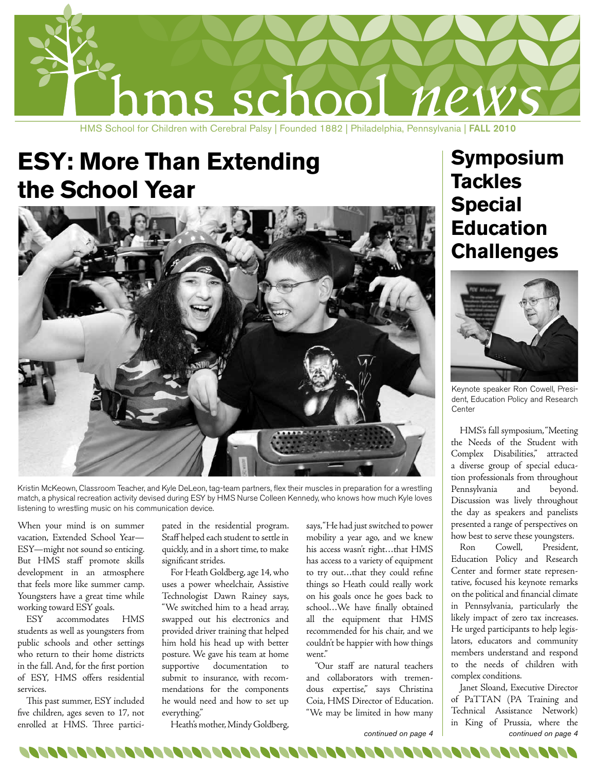# hms school *news*

HMS School for Children with Cerebral Palsy | Founded 1882 | Philadelphia, Pennsylvania | **FALL 2010**

## ESY: More Than Extending the School Year

Kristin McKeown, Classroom Teacher, and Kyle DeLeon, tag-team partners, flex their muscles in preparation for a wrestling match, a physical recreation activity devised during ESY by HMS Nurse Colleen Kennedy, who knows how much Kyle loves listening to wrestling music on his communication device.

When your mind is on summer vacation, Extended School Year—ESY—might not sound so enticing. But HMS staff promote skills development in an atmosphere that feels more like summer camp. Youngsters have a great time while working toward ESY goals.

ESY accommodates HMS students as well as youngsters from public schools and other settings who return to their home districts in the fall. And, for the first portion of ESY, HMS offers residential services.

This past summer, ESY included five children, ages seven to 17, not enrolled at HMS. Three participated in the residential program. Staff helped each student to settle in quickly, and in a short time, to make significant strides.

For Heath Goldberg, age 14, who uses a power wheelchair, Assistive Technologist Dawn Rainey says, "We switched him to a head array, swapped out his electronics and provided driver training that helped him hold his head up with better posture. We gave his team at home supportive documentation to submit to insurance, with recommendations for the components he would need and how to set up everything."

Heath's mother, Mindy Goldberg, says, "He had just switched to power mobility a year ago, and we knew his access wasn't right…that HMS has access to a variety of equipment to try out…that they could refine things so Heath could really work on his goals once he goes back to school…We have finally obtained all the equipment that HMS recommended for his chair, and we couldn't be happier with how things went."

"Our staff are natural teachers and collaborators with tremendous expertise," says Christina Coia, HMS Director of Education. "We may be limited in how many

*continued on page 4*

## Symposium Tackles Special Education Challenges

Keynote speaker Ron Cowell, President, Education Policy and Research Center

HMS's fall symposium, "Meeting the Needs of the Student with Complex Disabilities," attracted a diverse group of special education professionals from throughout Pennsylvania and beyond. Discussion was lively throughout the day as speakers and panelists presented a range of perspectives on how best to serve these youngsters.

Ron Cowell, President, Education Policy and Research Center and former state representative, focused his keynote remarks on the political and financial climate in Pennsylvania, particularly the likely impact of zero tax increases. He urged participants to help legislators, educators and community members understand and respond to the needs of children with complex conditions.

Janet Sloand, Executive Director of PaTTAN (PA Training and Technical Assistance Network) in King of Prussia, where the

*continued on page 4*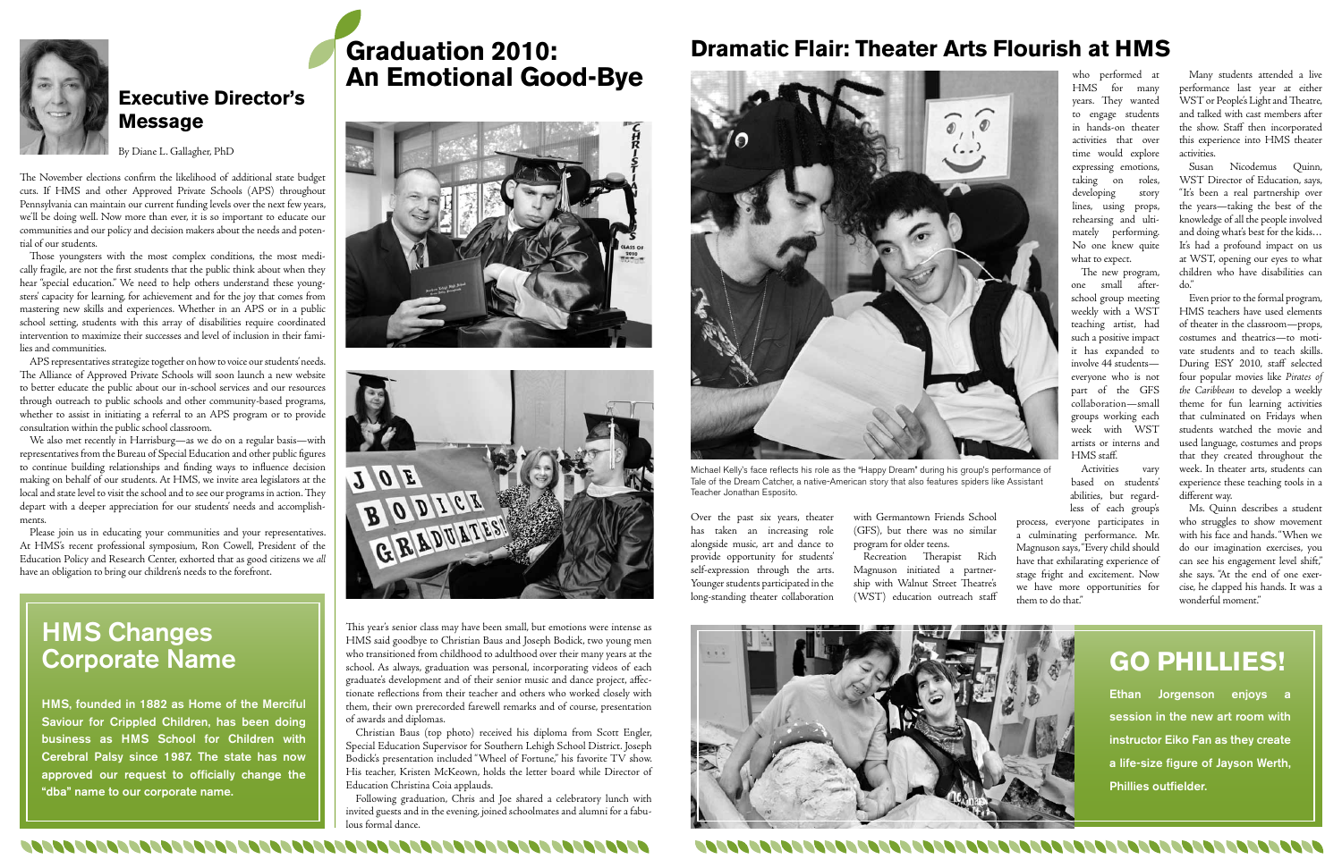## Executive Director's Message

By Diane L. Gallagher, PhD

The November elections confirm the likelihood of additional state budget cuts. If HMS and other Approved Private Schools (APS) throughout Pennsylvania can maintain our current funding levels over the next few years, we'll be doing well. Now more than ever, it is so important to educate our communities and our policy and decision makers about the needs and potential of our students.

Those youngsters with the most complex conditions, the most medically fragile, are not the first students that the public think about when they hear "special education." We need to help others understand these youngsters' capacity for learning, for achievement and for the joy that comes from mastering new skills and experiences. Whether in an APS or in a public school setting, students with this array of disabilities require coordinated intervention to maximize their successes and level of inclusion in their families and communities.

APS representatives strategize together on how to voice our students' needs. The Alliance of Approved Private Schools will soon launch a new website to better educate the public about our in-school services and our resources through outreach to public schools and other community-based programs, whether to assist in initiating a referral to an APS program or to provide consultation within the public school classroom.

We also met recently in Harrisburg—as we do on a regular basis—with representatives from the Bureau of Special Education and other public figures to continue building relationships and finding ways to influence decision making on behalf of our students. At HMS, we invite area legislators at the local and state level to visit the school and to see our programs in action. They depart with a deeper appreciation for our students' needs and accomplishments.

Please join us in educating your communities and your representatives. At HMS's recent professional symposium, Ron Cowell, President of the Education Policy and Research Center, exhorted that as good citizens we *all* have an obligation to bring our children's needs to the forefront.

## HMS Changes Corporate Name

**HMS, founded in 1882 as Home of the Merciful Saviour for Crippled Children, has been doing business as HMS School for Children with Cerebral Palsy since 1987. The state has now approved our request to officially change the "dba" name to our corporate name.**

## Graduation 2010: An Emotional Good-Bye

This year's senior class may have been small, but emotions were intense as HMS said goodbye to Christian Baus and Joseph Bodick, two young men who transitioned from childhood to adulthood over their many years at the school. As always, graduation was personal, incorporating videos of each graduate's development and of their senior music and dance project, affectionate reflections from their teacher and others who worked closely with them, their own prerecorded farewell remarks and of course, presentation of awards and diplomas.

Christian Baus (top photo) received his diploma from Scott Engler, Special Education Supervisor for Southern Lehigh School District. Joseph Bodick's presentation included "Wheel of Fortune," his favorite TV show. His teacher, Kristen McKeown, holds the letter board while Director of Education Christina Coia applauds.

Following graduation, Chris and Joe shared a celebratory lunch with invited guests and in the evening, joined schoolmates and alumni for a fabulous formal dance.

## Dramatic Flair: Theater Arts Flourish at HMS

Michael Kelly's face reflects his role as the "Happy Dream" during his group's performance of Tale of the Dream Catcher, a native-American story that also features spiders like Assistant Teacher Jonathan Esposito.

Over the past six years, theater has taken an increasing role alongside music, art and dance to provide opportunity for students' self-expression through the arts. Younger students participated in the long-standing theater collaboration with Germantown Friends School (GFS), but there was no similar program for older teens.

Recreation Therapist Rich Magnuson initiated a partnership with Walnut Street Theatre's (WST) education outreach staff who performed at HMS for many years. They wanted to engage students in hands-on theater activities that over time would explore expressing emotions, taking on roles, developing story lines, using props, rehearsing and ultimately performing. No one knew quite what to expect.

The new program, one small after-school group meeting weekly with a WST teaching artist, had such a positive impact it has expanded to involve 44 students—everyone who is not part of the GFS collaboration—small groups working each week with WST artists or interns and HMS staff.

Activities vary based on students' abilities, but regardless of each group's process, everyone participates in a culminating performance. Mr. Magnuson says, "Every child should have that exhilarating experience of stage fright and excitement. Now we have more opportunities for them to do that."

Many students attended a live performance last year at either WST or People's Light and Theatre, and talked with cast members after the show. Staff then incorporated this experience into HMS theater activities.

Susan Nicodemus Quinn, WST Director of Education, says, "It's been a real partnership over the years—taking the best of the knowledge of all the people involved and doing what's best for the kids… It's had a profound impact on us at WST, opening our eyes to what children who have disabilities can do."

Even prior to the formal program, HMS teachers have used elements of theater in the classroom—props, costumes and theatrics—to motivate students and to teach skills. During ESY 2010, staff selected four popular movies like *Pirates of the Caribbean* to develop a weekly theme for fun learning activities that culminated on Fridays when students watched the movie and used language, costumes and props that they created throughout the week. In theater arts, students can experience these teaching tools in a different way.

Ms. Quinn describes a student who struggles to show movement with his face and hands. "When we do our imagination exercises, you can see his engagement level shift," she says. "At the end of one exercise, he clapped his hands. It was a wonderful moment."

## GO PHILLIES!

**Ethan Jorgenson enjoys a session in the new art room with instructor Eiko Fan as they create a life-size figure of Jayson Werth, Phillies outfielder.**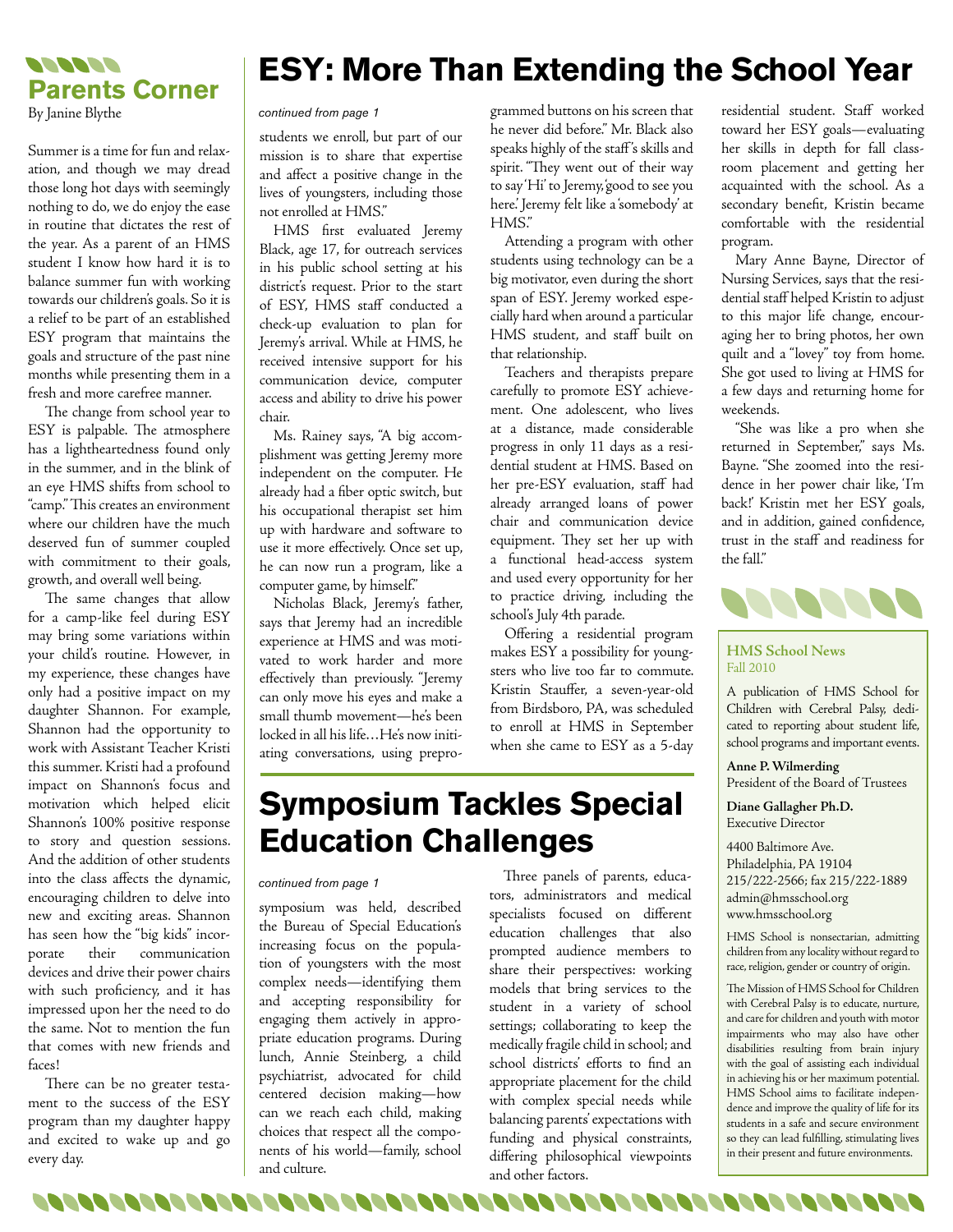## Parents Corner

By Janine Blythe

Summer is a time for fun and relaxation, and though we may dread those long hot days with seemingly nothing to do, we do enjoy the ease in routine that dictates the rest of the year. As a parent of an HMS student I know how hard it is to balance summer fun with working towards our children's goals. So it is a relief to be part of an established ESY program that maintains the goals and structure of the past nine months while presenting them in a fresh and more carefree manner.

The change from school year to ESY is palpable. The atmosphere has a lightheartedness found only in the summer, and in the blink of an eye HMS shifts from school to "camp." This creates an environment where our children have the much deserved fun of summer coupled with commitment to their goals, growth, and overall well being.

The same changes that allow for a camp-like feel during ESY may bring some variations within your child's routine. However, in my experience, these changes have only had a positive impact on my daughter Shannon. For example, Shannon had the opportunity to work with Assistant Teacher Kristi this summer. Kristi had a profound impact on Shannon's focus and motivation which helped elicit Shannon's 100% positive response to story and question sessions. And the addition of other students into the class affects the dynamic, encouraging children to delve into new and exciting areas. Shannon has seen how the "big kids" incorporate their communication devices and drive their power chairs with such proficiency, and it has impressed upon her the need to do the same. Not to mention the fun that comes with new friends and faces!

There can be no greater testament to the success of the ESY program than my daughter happy and excited to wake up and go every day.

# ESY: More Than Extending the School Year

*continued from page 1*

students we enroll, but part of our mission is to share that expertise and affect a positive change in the lives of youngsters, including those not enrolled at HMS."

HMS first evaluated Jeremy Black, age 17, for outreach services in his public school setting at his district's request. Prior to the start of ESY, HMS staff conducted a check-up evaluation to plan for Jeremy's arrival. While at HMS, he received intensive support for his communication device, computer access and ability to drive his power chair.

Ms. Rainey says, "A big accomplishment was getting Jeremy more independent on the computer. He already had a fiber optic switch, but his occupational therapist set him up with hardware and software to use it more effectively. Once set up, he can now run a program, like a computer game, by himself."

Nicholas Black, Jeremy's father, says that Jeremy had an incredible experience at HMS and was motivated to work harder and more effectively than previously. "Jeremy can only move his eyes and make a small thumb movement—he's been locked in all his life…He's now initiating conversations, using preprogrammed buttons on his screen that he never did before." Mr. Black also speaks highly of the staff's skills and spirit. "They went out of their way to say 'Hi' to Jeremy, 'good to see you here.' Jeremy felt like a 'somebody' at HMS."

Attending a program with other students using technology can be a big motivator, even during the short span of ESY. Jeremy worked especially hard when around a particular HMS student, and staff built on that relationship.

Teachers and therapists prepare carefully to promote ESY achievement. One adolescent, who lives at a distance, made considerable progress in only 11 days as a residential student at HMS. Based on her pre-ESY evaluation, staff had already arranged loans of power chair and communication device equipment. They set her up with a functional head-access system and used every opportunity for her to practice driving, including the school's July 4th parade.

Offering a residential program makes ESY a possibility for youngsters who live too far to commute. Kristin Stauffer, a seven-year-old from Birdsboro, PA, was scheduled to enroll at HMS in September when she came to ESY as a 5-day residential student. Staff worked toward her ESY goals—evaluating her skills in depth for fall classroom placement and getting her acquainted with the school. As a secondary benefit, Kristin became comfortable with the residential program.

Mary Anne Bayne, Director of Nursing Services, says that the residential staff helped Kristin to adjust to this major life change, encouraging her to bring photos, her own quilt and a "lovey" toy from home. She got used to living at HMS for a few days and returning home for weekends.

"She was like a pro when she returned in September," says Ms. Bayne. "She zoomed into the residence in her power chair like, 'I'm back!' Kristin met her ESY goals, and in addition, gained confidence, trust in the staff and readiness for the fall."

# Symposium Tackles Special Education Challenges

*continued from page 1*

symposium was held, described the Bureau of Special Education's increasing focus on the population of youngsters with the most complex needs—identifying them and accepting responsibility for engaging them actively in appropriate education programs. During lunch, Annie Steinberg, a child psychiatrist, advocated for child centered decision making—how can we reach each child, making choices that respect all the components of his world—family, school and culture.

Three panels of parents, educators, administrators and medical specialists focused on different education challenges that also prompted audience members to share their perspectives: working models that bring services to the student in a variety of school settings; collaborating to keep the medically fragile child in school; and school districts' efforts to find an appropriate placement for the child with complex special needs while balancing parents' expectations with funding and physical constraints, differing philosophical viewpoints and other factors.

---

**HMS School News**
Fall 2010

A publication of HMS School for Children with Cerebral Palsy, dedicated to reporting about student life, school programs and important events.

**Anne P. Wilmerding**
President of the Board of Trustees

**Diane Gallagher Ph.D.**
Executive Director

4400 Baltimore Ave.
Philadelphia, PA 19104
215/222-2566; fax 215/222-1889
admin@hmsschool.org
www.hmsschool.org

HMS School is nonsectarian, admitting children from any locality without regard to race, religion, gender or country of origin.

The Mission of HMS School for Children with Cerebral Palsy is to educate, nurture, and care for children and youth with motor impairments who may also have other disabilities resulting from brain injury with the goal of assisting each individual in achieving his or her maximum potential. HMS School aims to facilitate independence and improve the quality of life for its students in a safe and secure environment so they can lead fulfilling, stimulating lives in their present and future environments.